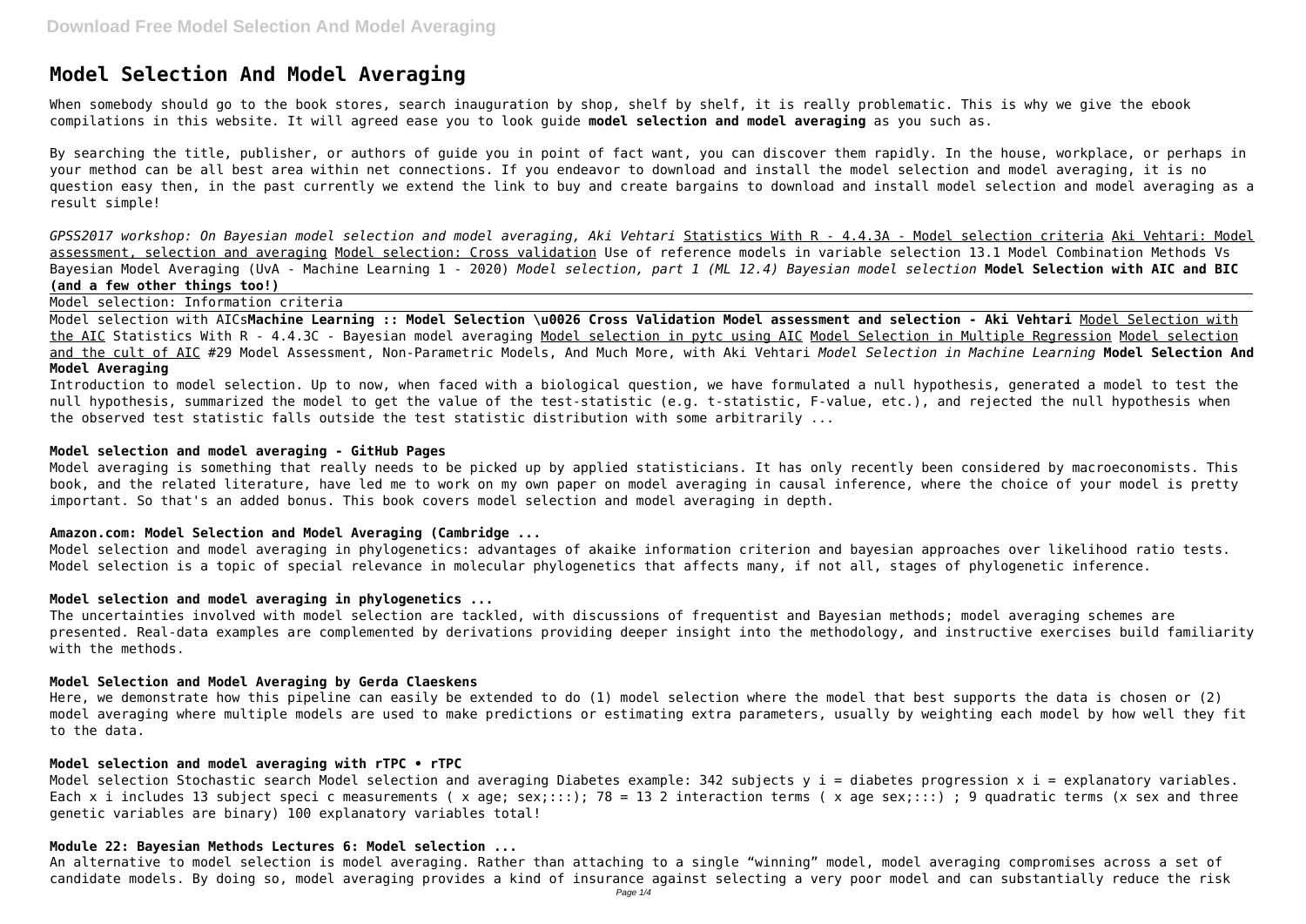# Model Selection And Model Averaging

When somebody should go to the book stores, search inauguration by shop, shelf by shelf, it is really problematic. This is why we give the ebook compilations in this website. It will agreed ease you to look guide **model selection and model averaging** as you such as.

By searching the title, publisher, or authors of guide you in point of fact want, you can discover them rapidly. In the house, workplace, or perhaps in your method can be all best area within net connections. If you endeavor to download and install the model selection and model averaging, it is no question easy then, in the past currently we extend the link to buy and create bargains to download and install model selection and model averaging as a result simple!

*GPSS2017 workshop: On Bayesian model selection and model averaging, Aki Vehtari* Statistics With R - 4.4.3A - Model selection criteria Aki Vehtari: Model assessment, selection and averaging Model selection: Cross validation Use of reference models in variable selection 13.1 Model Combination Methods Vs Bayesian Model Averaging (UvA - Machine Learning 1 - 2020) *Model selection, part 1 (ML 12.4) Bayesian model selection* **Model Selection with AIC and BIC (and a few other things too!)**

Model selection: Information criteria

Model selection with AICs**Machine Learning :: Model Selection \u0026 Cross Validation Model assessment and selection - Aki Vehtari** Model Selection with the AIC Statistics With R - 4.4.3C - Bayesian model averaging Model selection in pytc using AIC Model Selection in Multiple Regression Model selection and the cult of AIC #29 Model Assessment, Non-Parametric Models, And Much More, with Aki Vehtari *Model Selection in Machine Learning* **Model Selection And Model Averaging**

Introduction to model selection. Up to now, when faced with a biological question, we have formulated a null hypothesis, generated a model to test the null hypothesis, summarized the model to get the value of the test-statistic (e.g. t-statistic, F-value, etc.), and rejected the null hypothesis when the observed test statistic falls outside the test statistic distribution with some arbitrarily ...

### Model selection and model averaging - GitHub Pages

Model averaging is something that really needs to be picked up by applied statisticians. It has only recently been considered by macroeconomists. This book, and the related literature, have led me to work on my own paper on model averaging in causal inference, where the choice of your model is pretty important. So that's an added bonus. This book covers model selection and model averaging in depth.

### Amazon.com: Model Selection and Model Averaging (Cambridge ...

Model selection and model averaging in phylogenetics: advantages of akaike information criterion and bayesian approaches over likelihood ratio tests. Model selection is a topic of special relevance in molecular phylogenetics that affects many, if not all, stages of phylogenetic inference.

### Model selection and model averaging in phylogenetics ...

The uncertainties involved with model selection are tackled, with discussions of frequentist and Bayesian methods; model averaging schemes are presented. Real-data examples are complemented by derivations providing deeper insight into the methodology, and instructive exercises build familiarity with the methods.

### Model Selection and Model Averaging by Gerda Claeskens

Here, we demonstrate how this pipeline can easily be extended to do (1) model selection where the model that best supports the data is chosen or (2) model averaging where multiple models are used to make predictions or estimating extra parameters, usually by weighting each model by how well they fit to the data.

### Model selection and model averaging with rTPC • rTPC

Model selection Stochastic search Model selection and averaging Diabetes example: 342 subjects $y_i$ = diabetes progression $x_i$ = explanatory variables. Each $x_i$ includes 13 subject speci c measurements ( x age; sex;:::); 78 = 13 2 interaction terms ( x age sex;:::) ; 9 quadratic terms (x sex and three genetic variables are binary) 100 explanatory variables total!

### Module 22: Bayesian Methods Lectures 6: Model selection ...

An alternative to model selection is model averaging. Rather than attaching to a single "winning" model, model averaging compromises across a set of candidate models. By doing so, model averaging provides a kind of insurance against selecting a very poor model and can substantially reduce the risk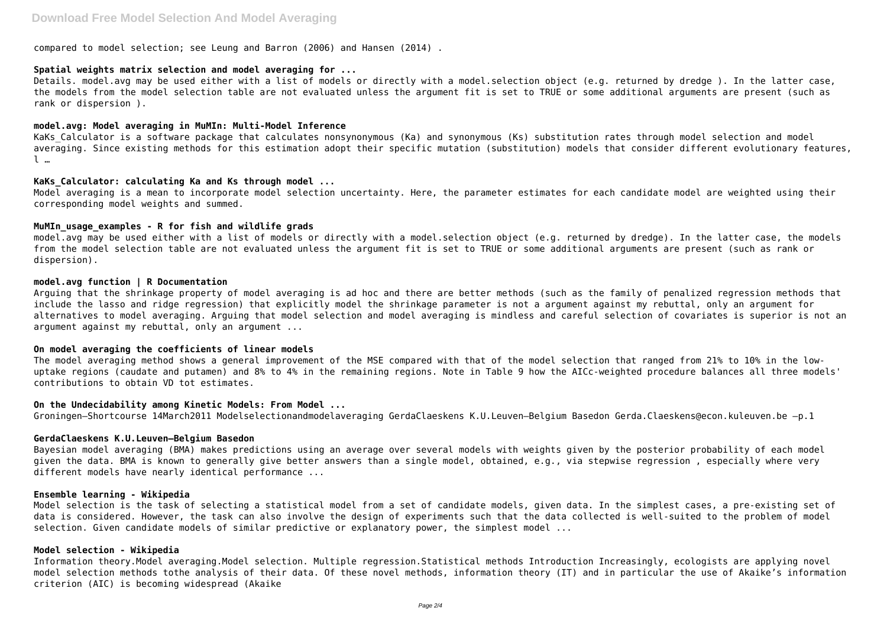compared to model selection; see Leung and Barron (2006) and Hansen (2014) .

### Spatial weights matrix selection and model averaging for ...

Details. model.avg may be used either with a list of models or directly with a model.selection object (e.g. returned by dredge ). In the latter case, the models from the model selection table are not evaluated unless the argument fit is set to TRUE or some additional arguments are present (such as rank or dispersion ).

### model.avg: Model averaging in MuMIn: Multi-Model Inference

KaKs_Calculator is a software package that calculates nonsynonymous (Ka) and synonymous (Ks) substitution rates through model selection and model averaging. Since existing methods for this estimation adopt their specific mutation (substitution) models that consider different evolutionary features, l …

### KaKs_Calculator: calculating Ka and Ks through model ...

Model averaging is a mean to incorporate model selection uncertainty. Here, the parameter estimates for each candidate model are weighted using their corresponding model weights and summed.

### MuMIn_usage_examples - R for fish and wildlife grads

model.avg may be used either with a list of models or directly with a model.selection object (e.g. returned by dredge). In the latter case, the models from the model selection table are not evaluated unless the argument fit is set to TRUE or some additional arguments are present (such as rank or dispersion).

### model.avg function | R Documentation

Arguing that the shrinkage property of model averaging is ad hoc and there are better methods (such as the family of penalized regression methods that include the lasso and ridge regression) that explicitly model the shrinkage parameter is not a argument against my rebuttal, only an argument for alternatives to model averaging. Arguing that model selection and model averaging is mindless and careful selection of covariates is superior is not an argument against my rebuttal, only an argument ...

### On model averaging the coefficients of linear models

The model averaging method shows a general improvement of the MSE compared with that of the model selection that ranged from 21% to 10% in the low-uptake regions (caudate and putamen) and 8% to 4% in the remaining regions. Note in Table 9 how the AICc-weighted procedure balances all three models' contributions to obtain VD tot estimates.

### On the Undecidability among Kinetic Models: From Model ...

Groningen–Shortcourse 14March2011 Modelselectionandmodelaveraging GerdaClaeskens K.U.Leuven–Belgium Basedon Gerda.Claeskens@econ.kuleuven.be –p.1

### GerdaClaeskens K.U.Leuven–Belgium Basedon

Bayesian model averaging (BMA) makes predictions using an average over several models with weights given by the posterior probability of each model given the data. BMA is known to generally give better answers than a single model, obtained, e.g., via stepwise regression , especially where very different models have nearly identical performance ...

### Ensemble learning - Wikipedia

Model selection is the task of selecting a statistical model from a set of candidate models, given data. In the simplest cases, a pre-existing set of data is considered. However, the task can also involve the design of experiments such that the data collected is well-suited to the problem of model selection. Given candidate models of similar predictive or explanatory power, the simplest model ...

### Model selection - Wikipedia

Information theory.Model averaging.Model selection. Multiple regression.Statistical methods Introduction Increasingly, ecologists are applying novel model selection methods tothe analysis of their data. Of these novel methods, information theory (IT) and in particular the use of Akaike's information criterion (AIC) is becoming widespread (Akaike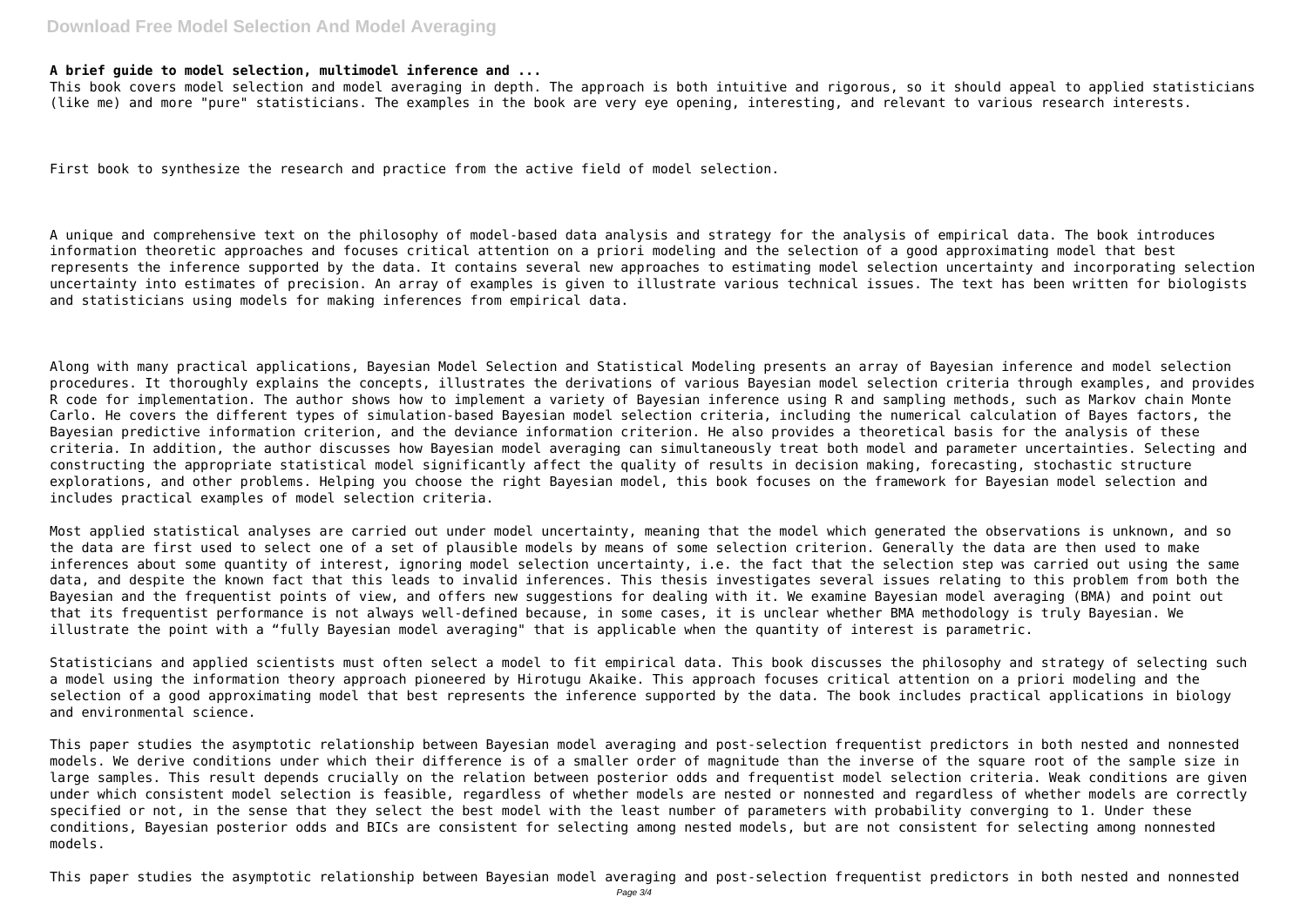**A brief guide to model selection, multimodel inference and ...**

This book covers model selection and model averaging in depth. The approach is both intuitive and rigorous, so it should appeal to applied statisticians (like me) and more "pure" statisticians. The examples in the book are very eye opening, interesting, and relevant to various research interests.

First book to synthesize the research and practice from the active field of model selection.

A unique and comprehensive text on the philosophy of model-based data analysis and strategy for the analysis of empirical data. The book introduces information theoretic approaches and focuses critical attention on a priori modeling and the selection of a good approximating model that best represents the inference supported by the data. It contains several new approaches to estimating model selection uncertainty and incorporating selection uncertainty into estimates of precision. An array of examples is given to illustrate various technical issues. The text has been written for biologists and statisticians using models for making inferences from empirical data.

Along with many practical applications, Bayesian Model Selection and Statistical Modeling presents an array of Bayesian inference and model selection procedures. It thoroughly explains the concepts, illustrates the derivations of various Bayesian model selection criteria through examples, and provides R code for implementation. The author shows how to implement a variety of Bayesian inference using R and sampling methods, such as Markov chain Monte Carlo. He covers the different types of simulation-based Bayesian model selection criteria, including the numerical calculation of Bayes factors, the Bayesian predictive information criterion, and the deviance information criterion. He also provides a theoretical basis for the analysis of these criteria. In addition, the author discusses how Bayesian model averaging can simultaneously treat both model and parameter uncertainties. Selecting and constructing the appropriate statistical model significantly affect the quality of results in decision making, forecasting, stochastic structure explorations, and other problems. Helping you choose the right Bayesian model, this book focuses on the framework for Bayesian model selection and includes practical examples of model selection criteria.

Most applied statistical analyses are carried out under model uncertainty, meaning that the model which generated the observations is unknown, and so the data are first used to select one of a set of plausible models by means of some selection criterion. Generally the data are then used to make inferences about some quantity of interest, ignoring model selection uncertainty, i.e. the fact that the selection step was carried out using the same data, and despite the known fact that this leads to invalid inferences. This thesis investigates several issues relating to this problem from both the Bayesian and the frequentist points of view, and offers new suggestions for dealing with it. We examine Bayesian model averaging (BMA) and point out that its frequentist performance is not always well-defined because, in some cases, it is unclear whether BMA methodology is truly Bayesian. We illustrate the point with a "fully Bayesian model averaging" that is applicable when the quantity of interest is parametric.

Statisticians and applied scientists must often select a model to fit empirical data. This book discusses the philosophy and strategy of selecting such a model using the information theory approach pioneered by Hirotugu Akaike. This approach focuses critical attention on a priori modeling and the selection of a good approximating model that best represents the inference supported by the data. The book includes practical applications in biology and environmental science.

This paper studies the asymptotic relationship between Bayesian model averaging and post-selection frequentist predictors in both nested and nonnested models. We derive conditions under which their difference is of a smaller order of magnitude than the inverse of the square root of the sample size in large samples. This result depends crucially on the relation between posterior odds and frequentist model selection criteria. Weak conditions are given under which consistent model selection is feasible, regardless of whether models are nested or nonnested and regardless of whether models are correctly specified or not, in the sense that they select the best model with the least number of parameters with probability converging to 1. Under these conditions, Bayesian posterior odds and BICs are consistent for selecting among nested models, but are not consistent for selecting among nonnested models.

This paper studies the asymptotic relationship between Bayesian model averaging and post-selection frequentist predictors in both nested and nonnested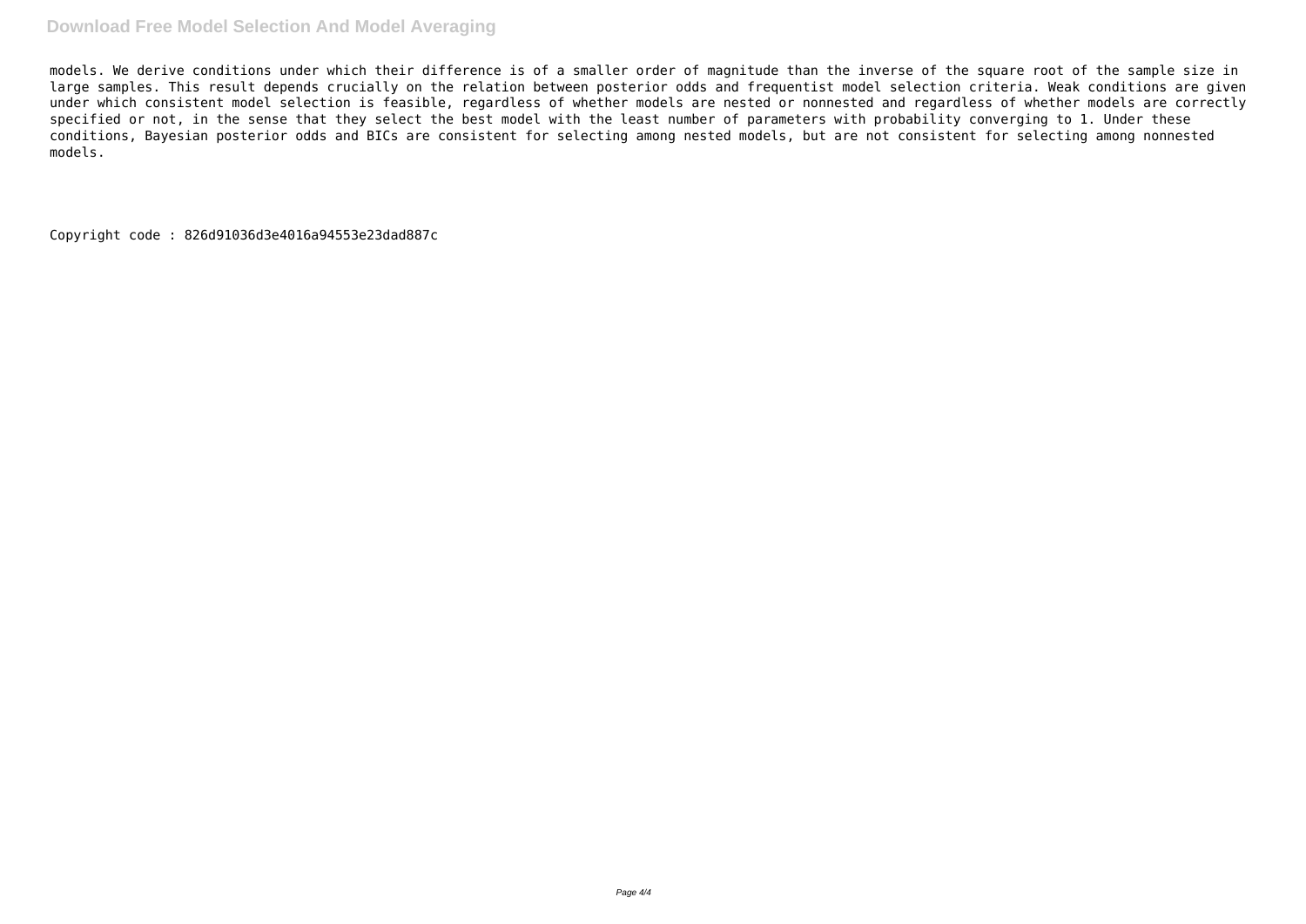models. We derive conditions under which their difference is of a smaller order of magnitude than the inverse of the square root of the sample size in large samples. This result depends crucially on the relation between posterior odds and frequentist model selection criteria. Weak conditions are given under which consistent model selection is feasible, regardless of whether models are nested or nonnested and regardless of whether models are correctly specified or not, in the sense that they select the best model with the least number of parameters with probability converging to 1. Under these conditions, Bayesian posterior odds and BICs are consistent for selecting among nested models, but are not consistent for selecting among nonnested models.

Copyright code : 826d91036d3e4016a94553e23dad887c